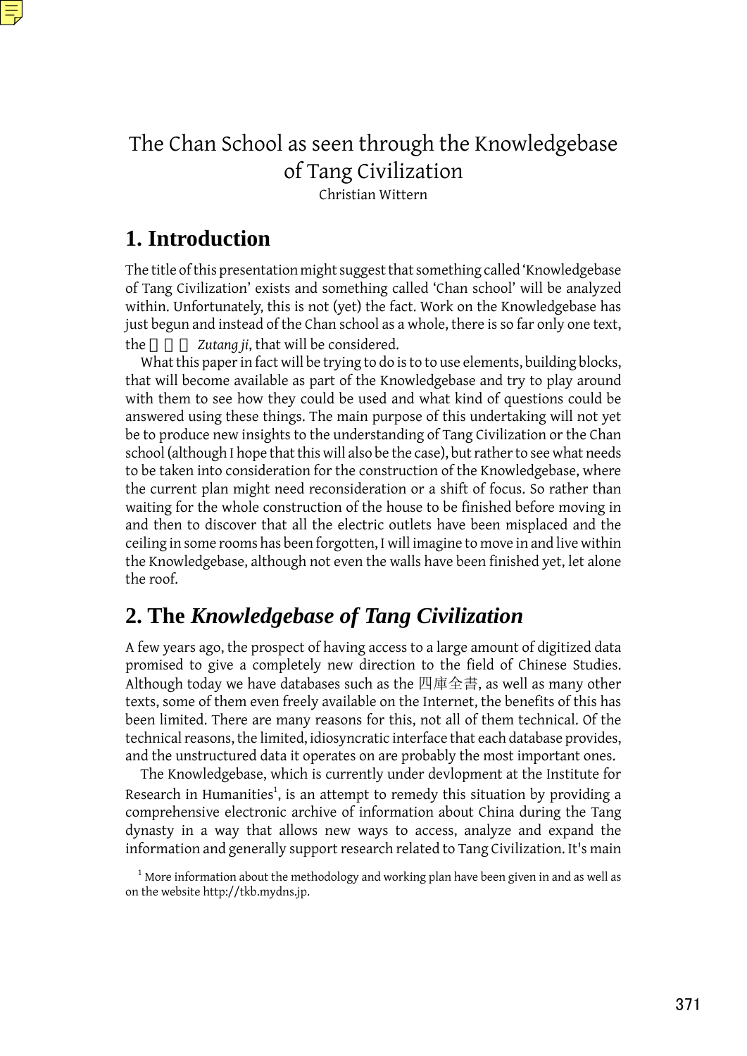# The Chan School as seen through the Knowledgebase of Tang Civilization

Christian Wittern

## 1. Introduction

The title of this presentation might suggest that something called 'Knowledgebase of Tang Civilization' exists and something called 'Chan school' will be analyzed within. Unfortunately, this is not (yet) the fact. Work on the Knowledgebase has just begun and instead of the Chan school as a whole, there is so far only one text, the 祖堂集 *Zutang ji*, that will be considered.

What this paper in fact will be trying to do is to to use elements, building blocks, that will become available as part of the Knowledgebase and try to play around with them to see how they could be used and what kind of questions could be answered using these things. The main purpose of this undertaking will not yet be to produce new insights to the understanding of Tang Civilization or the Chan school (although I hope that this will also be the case), but rather to see what needs to be taken into consideration for the construction of the Knowledgebase, where the current plan might need reconsideration or a shift of focus. So rather than waiting for the whole construction of the house to be finished before moving in and then to discover that all the electric outlets have been misplaced and the ceiling in some rooms has been forgotten, I will imagine to move in and live within the Knowledgebase, although not even the walls have been finished yet, let alone the roof.

## 2. The *Knowledgebase of Tang Civilization*

A few years ago, the prospect of having access to a large amount of digitized data promised to give a completely new direction to the field of Chinese Studies. Although today we have databases such as the 四庫全書, as well as many other texts, some of them even freely available on the Internet, the benefits of this has been limited. There are many reasons for this, not all of them technical. Of the technical reasons, the limited, idiosyncratic interface that each database provides, and the unstructured data it operates on are probably the most important ones.

The Knowledgebase, which is currently under devlopment at the Institute for Research in Humanities[1], is an attempt to remedy this situation by providing a comprehensive electronic archive of information about China during the Tang dynasty in a way that allows new ways to access, analyze and expand the information and generally support research related to Tang Civilization. It's main

[1] More information about the methodology and working plan have been given in and as well as on the website http://tkb.mydns.jp.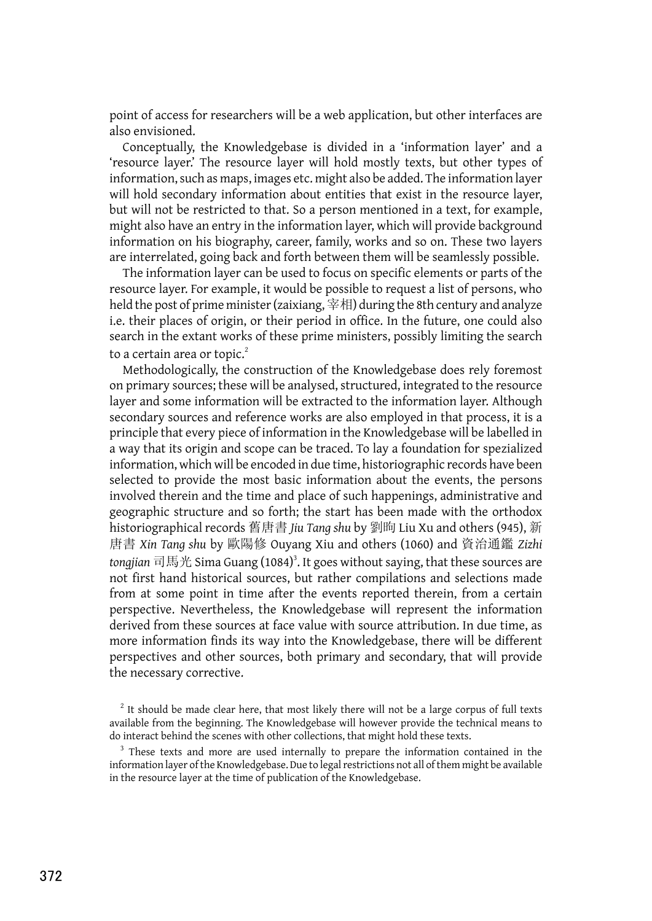point of access for researchers will be a web application, but other interfaces are also envisioned.

Conceptually, the Knowledgebase is divided in a 'information layer' and a 'resource layer.' The resource layer will hold mostly texts, but other types of information, such as maps, images etc. might also be added. The information layer will hold secondary information about entities that exist in the resource layer, but will not be restricted to that. So a person mentioned in a text, for example, might also have an entry in the information layer, which will provide background information on his biography, career, family, works and so on. These two layers are interrelated, going back and forth between them will be seamlessly possible.

The information layer can be used to focus on specific elements or parts of the resource layer. For example, it would be possible to request a list of persons, who held the post of prime minister (zaixiang, 宰相) during the 8th century and analyze i.e. their places of origin, or their period in office. In the future, one could also search in the extant works of these prime ministers, possibly limiting the search to a certain area or topic.[2]

Methodologically, the construction of the Knowledgebase does rely foremost on primary sources; these will be analysed, structured, integrated to the resource layer and some information will be extracted to the information layer. Although secondary sources and reference works are also employed in that process, it is a principle that every piece of information in the Knowledgebase will be labelled in a way that its origin and scope can be traced. To lay a foundation for spezialized information, which will be encoded in due time, historiographic records have been selected to provide the most basic information about the events, the persons involved therein and the time and place of such happenings, administrative and geographic structure and so forth; the start has been made with the orthodox historiographical records 舊唐書 *Jiu Tang shu* by 劉昫 Liu Xu and others (945), 新唐書 *Xin Tang shu* by 歐陽修 Ouyang Xiu and others (1060) and 資治通鑑 *Zizhi tongjian* 司馬光 Sima Guang (1084)[3]. It goes without saying, that these sources are not first hand historical sources, but rather compilations and selections made from at some point in time after the events reported therein, from a certain perspective. Nevertheless, the Knowledgebase will represent the information derived from these sources at face value with source attribution. In due time, as more information finds its way into the Knowledgebase, there will be different perspectives and other sources, both primary and secondary, that will provide the necessary corrective.

[2] It should be made clear here, that most likely there will not be a large corpus of full texts available from the beginning. The Knowledgebase will however provide the technical means to do interact behind the scenes with other collections, that might hold these texts.

[3] These texts and more are used internally to prepare the information contained in the information layer of the Knowledgebase. Due to legal restrictions not all of them might be available in the resource layer at the time of publication of the Knowledgebase.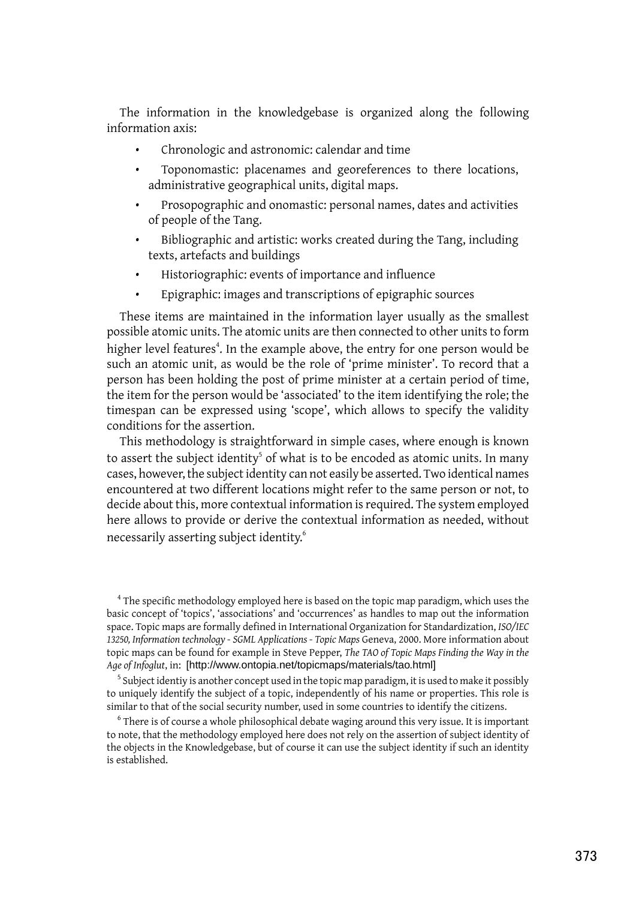The information in the knowledgebase is organized along the following information axis:

- Chronologic and astronomic: calendar and time
- Toponomastic: placenames and georeferences to there locations, administrative geographical units, digital maps.
- Prosopographic and onomastic: personal names, dates and activities of people of the Tang.
- Bibliographic and artistic: works created during the Tang, including texts, artefacts and buildings
- Historiographic: events of importance and influence
- Epigraphic: images and transcriptions of epigraphic sources

These items are maintained in the information layer usually as the smallest possible atomic units. The atomic units are then connected to other units to form higher level features[4]. In the example above, the entry for one person would be such an atomic unit, as would be the role of 'prime minister'. To record that a person has been holding the post of prime minister at a certain period of time, the item for the person would be 'associated' to the item identifying the role; the timespan can be expressed using 'scope', which allows to specify the validity conditions for the assertion.

This methodology is straightforward in simple cases, where enough is known to assert the subject identity[5] of what is to be encoded as atomic units. In many cases, however, the subject identity can not easily be asserted. Two identical names encountered at two different locations might refer to the same person or not, to decide about this, more contextual information is required. The system employed here allows to provide or derive the contextual information as needed, without necessarily asserting subject identity.[6]

[4] The specific methodology employed here is based on the topic map paradigm, which uses the basic concept of 'topics', 'associations' and 'occurrences' as handles to map out the information space. Topic maps are formally defined in International Organization for Standardization, *ISO/IEC 13250, Information technology - SGML Applications - Topic Maps* Geneva, 2000. More information about topic maps can be found for example in Steve Pepper, *The TAO of Topic Maps Finding the Way in the Age of Infoglut*, in: [http://www.ontopia.net/topicmaps/materials/tao.html]

[5] Subject identiy is another concept used in the topic map paradigm, it is used to make it possibly to uniquely identify the subject of a topic, independently of his name or properties. This role is similar to that of the social security number, used in some countries to identify the citizens.

[6] There is of course a whole philosophical debate waging around this very issue. It is important to note, that the methodology employed here does not rely on the assertion of subject identity of the objects in the Knowledgebase, but of course it can use the subject identity if such an identity is established.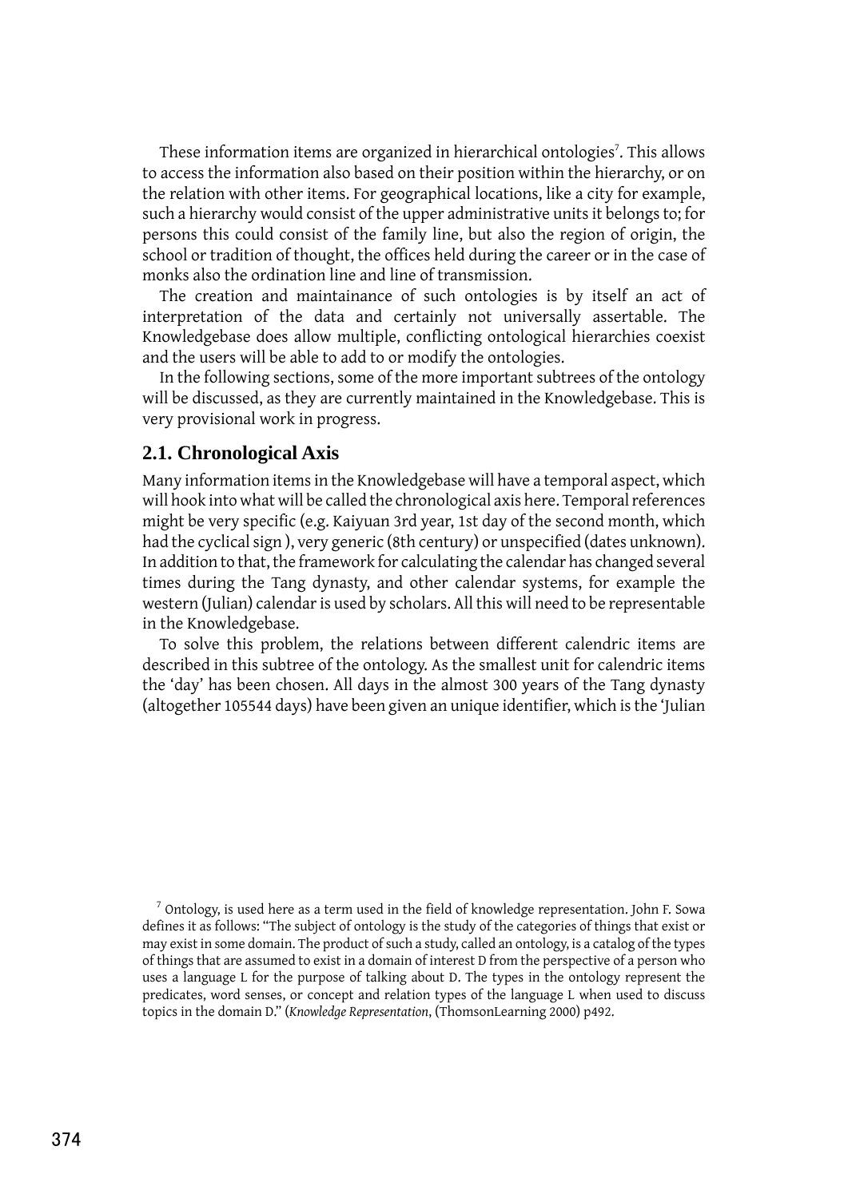These information items are organized in hierarchical ontologies[7]. This allows to access the information also based on their position within the hierarchy, or on the relation with other items. For geographical locations, like a city for example, such a hierarchy would consist of the upper administrative units it belongs to; for persons this could consist of the family line, but also the region of origin, the school or tradition of thought, the offices held during the career or in the case of monks also the ordination line and line of transmission.

The creation and maintainance of such ontologies is by itself an act of interpretation of the data and certainly not universally assertable. The Knowledgebase does allow multiple, conflicting ontological hierarchies coexist and the users will be able to add to or modify the ontologies.

In the following sections, some of the more important subtrees of the ontology will be discussed, as they are currently maintained in the Knowledgebase. This is very provisional work in progress.

## 2.1. Chronological Axis

Many information items in the Knowledgebase will have a temporal aspect, which will hook into what will be called the chronological axis here. Temporal references might be very specific (e.g. Kaiyuan 3rd year, 1st day of the second month, which had the cyclical sign ), very generic (8th century) or unspecified (dates unknown). In addition to that, the framework for calculating the calendar has changed several times during the Tang dynasty, and other calendar systems, for example the western (Julian) calendar is used by scholars. All this will need to be representable in the Knowledgebase.

To solve this problem, the relations between different calendric items are described in this subtree of the ontology. As the smallest unit for calendric items the 'day' has been chosen. All days in the almost 300 years of the Tang dynasty (altogether 105544 days) have been given an unique identifier, which is the 'Julian

[7] Ontology, is used here as a term used in the field of knowledge representation. John F. Sowa defines it as follows: "The subject of ontology is the study of the categories of things that exist or may exist in some domain. The product of such a study, called an ontology, is a catalog of the types of things that are assumed to exist in a domain of interest D from the perspective of a person who uses a language L for the purpose of talking about D. The types in the ontology represent the predicates, word senses, or concept and relation types of the language L when used to discuss topics in the domain D." (*Knowledge Representation*, (ThomsonLearning 2000) p492.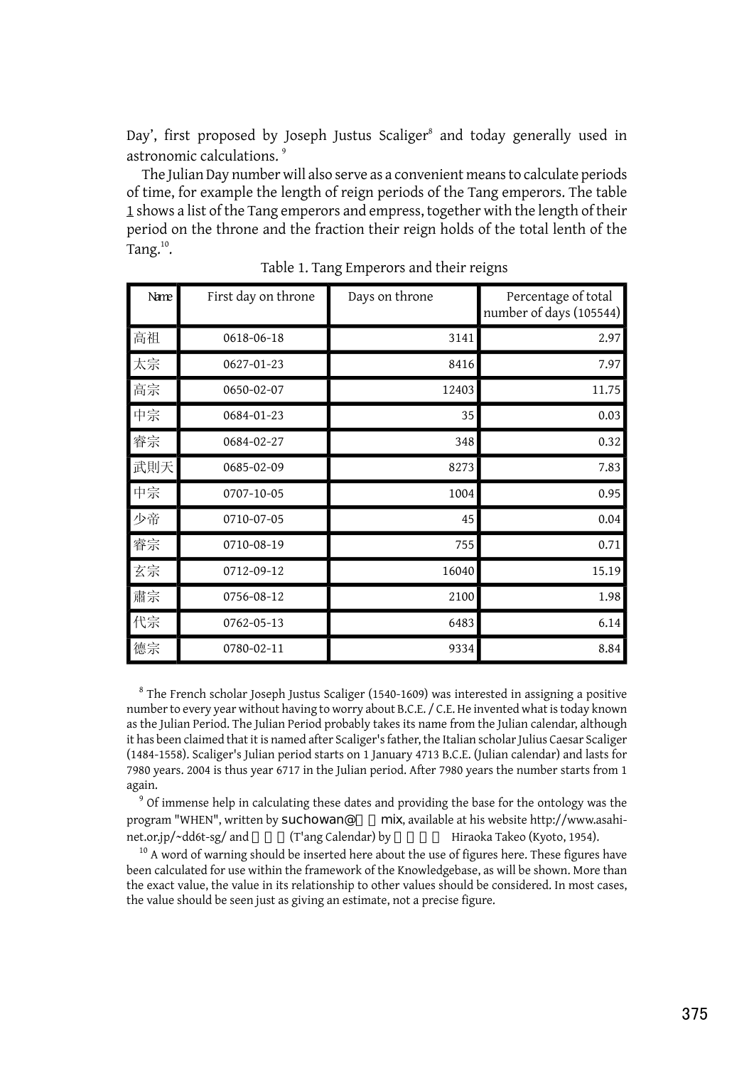Day', first proposed by Joseph Justus Scaliger[8] and today generally used in astronomic calculations. [9]

The Julian Day number will also serve as a convenient means to calculate periods of time, for example the length of reign periods of the Tang emperors. The table 1 shows a list of the Tang emperors and empress, together with the length of their period on the throne and the fraction their reign holds of the total lenth of the Tang.[10].

Table 1. Tang Emperors and their reigns

| Name | First day on throne | Days on throne | Percentage of total number of days (105544) |
|---|---|---|---|
| 高祖 | 0618-06-18 | 3141 | 2.97 |
| 太宗 | 0627-01-23 | 8416 | 7.97 |
| 高宗 | 0650-02-07 | 12403 | 11.75 |
| 中宗 | 0684-01-23 | 35 | 0.03 |
| 睿宗 | 0684-02-27 | 348 | 0.32 |
| 武則天 | 0685-02-09 | 8273 | 7.83 |
| 中宗 | 0707-10-05 | 1004 | 0.95 |
| 少帝 | 0710-07-05 | 45 | 0.04 |
| 睿宗 | 0710-08-19 | 755 | 0.71 |
| 玄宗 | 0712-09-12 | 16040 | 15.19 |
| 粛宗 | 0756-08-12 | 2100 | 1.98 |
| 代宗 | 0762-05-13 | 6483 | 6.14 |
| 德宗 | 0780-02-11 | 9334 | 8.84 |

[8] The French scholar Joseph Justus Scaliger (1540-1609) was interested in assigning a positive number to every year without having to worry about B.C.E. / C.E. He invented what is today known as the Julian Period. The Julian Period probably takes its name from the Julian calendar, although it has been claimed that it is named after Scaliger's father, the Italian scholar Julius Caesar Scaliger (1484-1558). Scaliger's Julian period starts on 1 January 4713 B.C.E. (Julian calendar) and lasts for 7980 years. 2004 is thus year 6717 in the Julian period. After 7980 years the number starts from 1 again.

[9] Of immense help in calculating these dates and providing the base for the ontology was the program "WHEN", written by suchowan@ mix, available at his website http://www.asahi-net.or.jp/~dd6t-sg/ and (T'ang Calendar) by Hiraoka Takeo (Kyoto, 1954).

[10] A word of warning should be inserted here about the use of figures here. These figures have been calculated for use within the framework of the Knowledgebase, as will be shown. More than the exact value, the value in its relationship to other values should be considered. In most cases, the value should be seen just as giving an estimate, not a precise figure.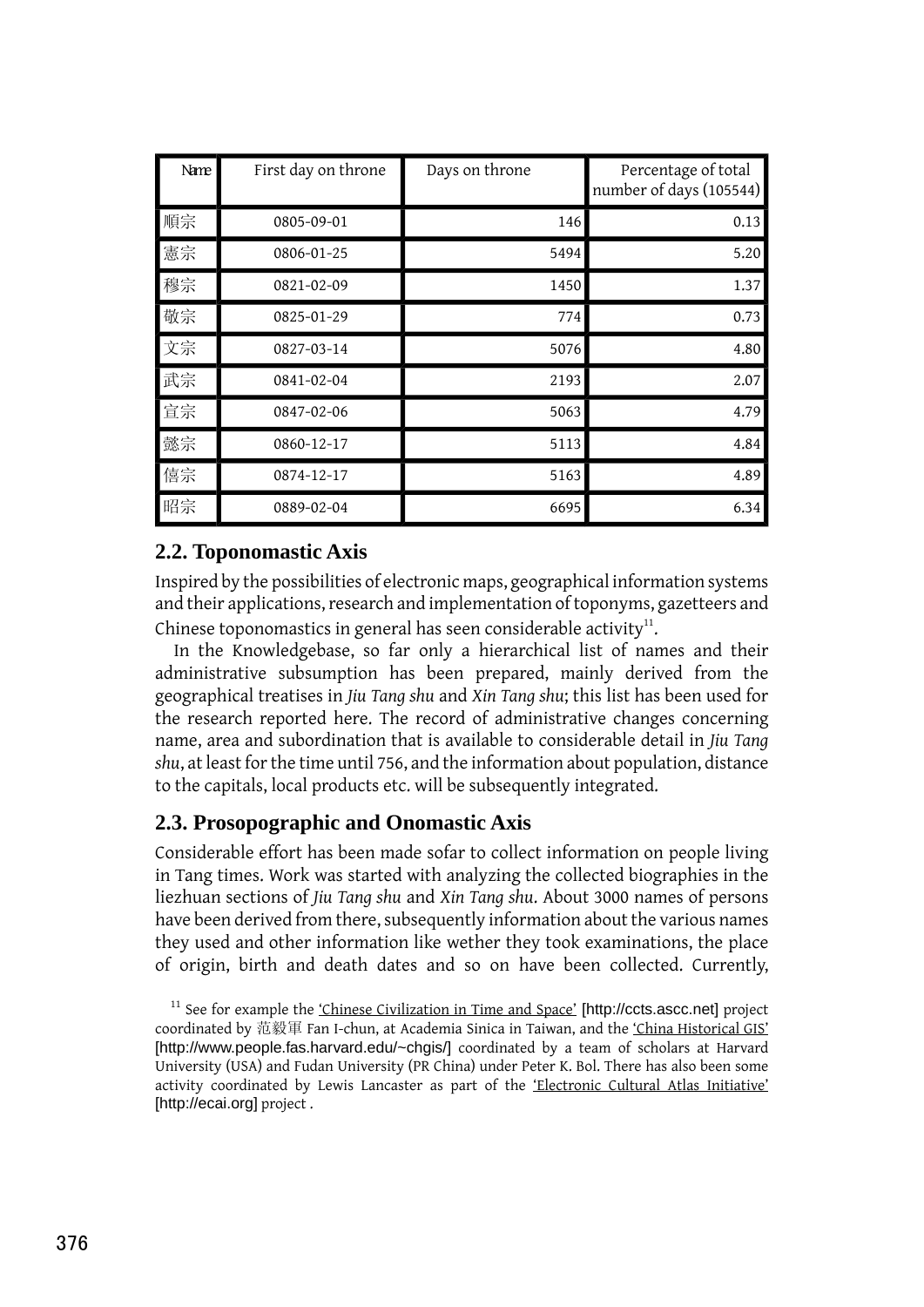| Name | First day on throne | Days on throne | Percentage of total number of days (105544) |
|---|---|---|---|
| 順宗 | 0805-09-01 | 146 | 0.13 |
| 憲宗 | 0806-01-25 | 5494 | 5.20 |
| 穆宗 | 0821-02-09 | 1450 | 1.37 |
| 敬宗 | 0825-01-29 | 774 | 0.73 |
| 文宗 | 0827-03-14 | 5076 | 4.80 |
| 武宗 | 0841-02-04 | 2193 | 2.07 |
| 宣宗 | 0847-02-06 | 5063 | 4.79 |
| 懿宗 | 0860-12-17 | 5113 | 4.84 |
| 僖宗 | 0874-12-17 | 5163 | 4.89 |
| 昭宗 | 0889-02-04 | 6695 | 6.34 |

### 2.2. Toponomastic Axis

Inspired by the possibilities of electronic maps, geographical information systems and their applications, research and implementation of toponyms, gazetteers and Chinese toponomastics in general has seen considerable activity[11].

In the Knowledgebase, so far only a hierarchical list of names and their administrative subsumption has been prepared, mainly derived from the geographical treatises in *Jiu Tang shu* and *Xin Tang shu*; this list has been used for the research reported here. The record of administrative changes concerning name, area and subordination that is available to considerable detail in *Jiu Tang shu*, at least for the time until 756, and the information about population, distance to the capitals, local products etc. will be subsequently integrated.

### 2.3. Prosopographic and Onomastic Axis

Considerable effort has been made sofar to collect information on people living in Tang times. Work was started with analyzing the collected biographies in the liezhuan sections of *Jiu Tang shu* and *Xin Tang shu*. About 3000 names of persons have been derived from there, subsequently information about the various names they used and other information like wether they took examinations, the place of origin, birth and death dates and so on have been collected. Currently,

[11] See for example the 'Chinese Civilization in Time and Space' [http://ccts.ascc.net] project coordinated by 范毅軍 Fan I-chun, at Academia Sinica in Taiwan, and the 'China Historical GIS' [http://www.people.fas.harvard.edu/~chgis/] coordinated by a team of scholars at Harvard University (USA) and Fudan University (PR China) under Peter K. Bol. There has also been some activity coordinated by Lewis Lancaster as part of the 'Electronic Cultural Atlas Initiative' [http://ecai.org] project .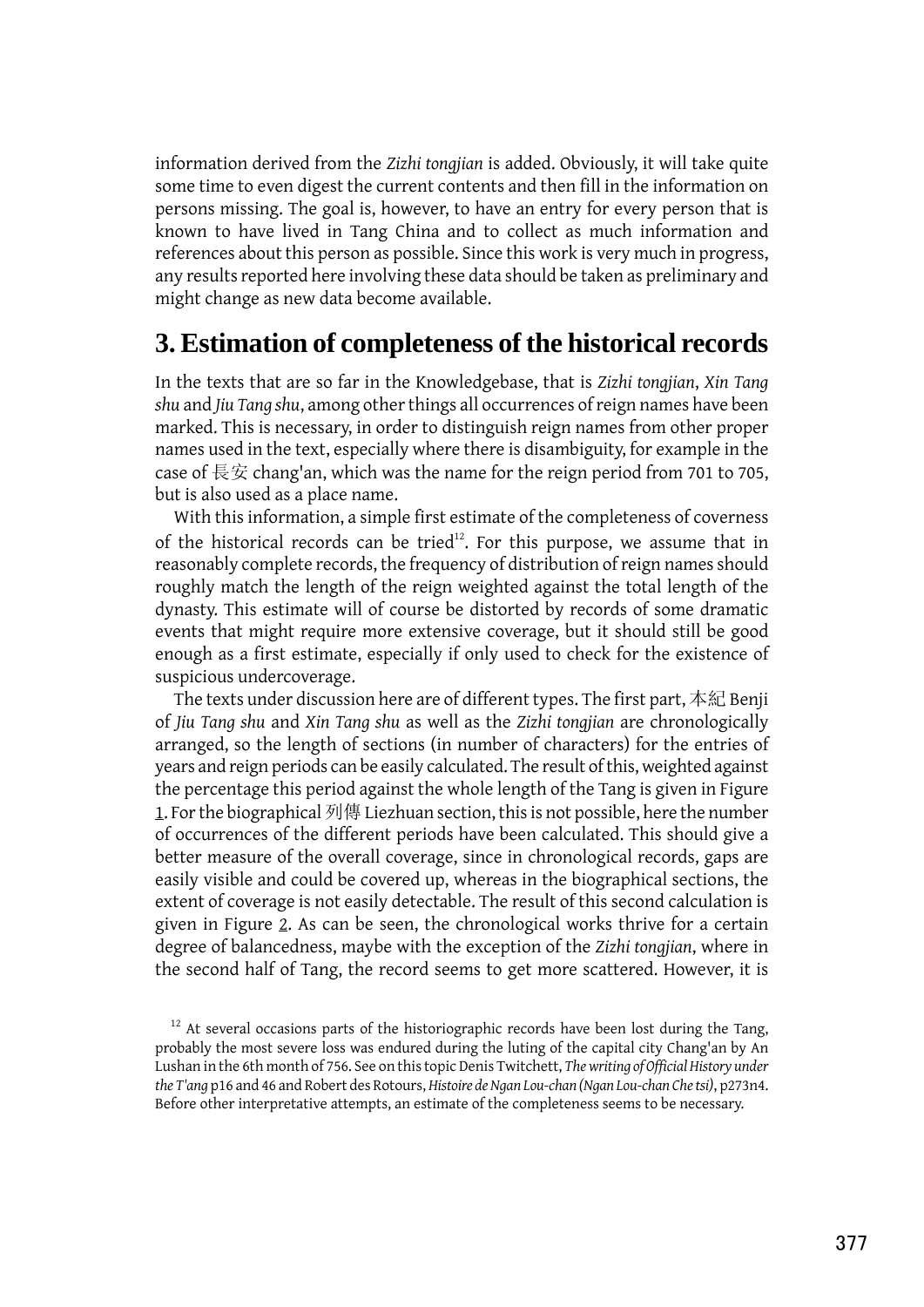information derived from the *Zizhi tongjian* is added. Obviously, it will take quite some time to even digest the current contents and then fill in the information on persons missing. The goal is, however, to have an entry for every person that is known to have lived in Tang China and to collect as much information and references about this person as possible. Since this work is very much in progress, any results reported here involving these data should be taken as preliminary and might change as new data become available.

## 3. Estimation of completeness of the historical records

In the texts that are so far in the Knowledgebase, that is *Zizhi tongjian*, *Xin Tang shu* and *Jiu Tang shu*, among other things all occurrences of reign names have been marked. This is necessary, in order to distinguish reign names from other proper names used in the text, especially where there is disambiguity, for example in the case of 長安 chang'an, which was the name for the reign period from 701 to 705, but is also used as a place name.

With this information, a simple first estimate of the completeness of coverness of the historical records can be tried[12]. For this purpose, we assume that in reasonably complete records, the frequency of distribution of reign names should roughly match the length of the reign weighted against the total length of the dynasty. This estimate will of course be distorted by records of some dramatic events that might require more extensive coverage, but it should still be good enough as a first estimate, especially if only used to check for the existence of suspicious undercoverage.

The texts under discussion here are of different types. The first part, 本紀 Benji of *Jiu Tang shu* and *Xin Tang shu* as well as the *Zizhi tongjian* are chronologically arranged, so the length of sections (in number of characters) for the entries of years and reign periods can be easily calculated. The result of this, weighted against the percentage this period against the whole length of the Tang is given in Figure 1. For the biographical 列傳 Liezhuan section, this is not possible, here the number of occurrences of the different periods have been calculated. This should give a better measure of the overall coverage, since in chronological records, gaps are easily visible and could be covered up, whereas in the biographical sections, the extent of coverage is not easily detectable. The result of this second calculation is given in Figure 2. As can be seen, the chronological works thrive for a certain degree of balancedness, maybe with the exception of the *Zizhi tongjian*, where in the second half of Tang, the record seems to get more scattered. However, it is

[12] At several occasions parts of the historiographic records have been lost during the Tang, probably the most severe loss was endured during the luting of the capital city Chang'an by An Lushan in the 6th month of 756. See on this topic Denis Twitchett, *The writing of Official History under the T'ang* p16 and 46 and Robert des Rotours, *Histoire de Ngan Lou-chan (Ngan Lou-chan Che tsi)*, p273n4. Before other interpretative attempts, an estimate of the completeness seems to be necessary.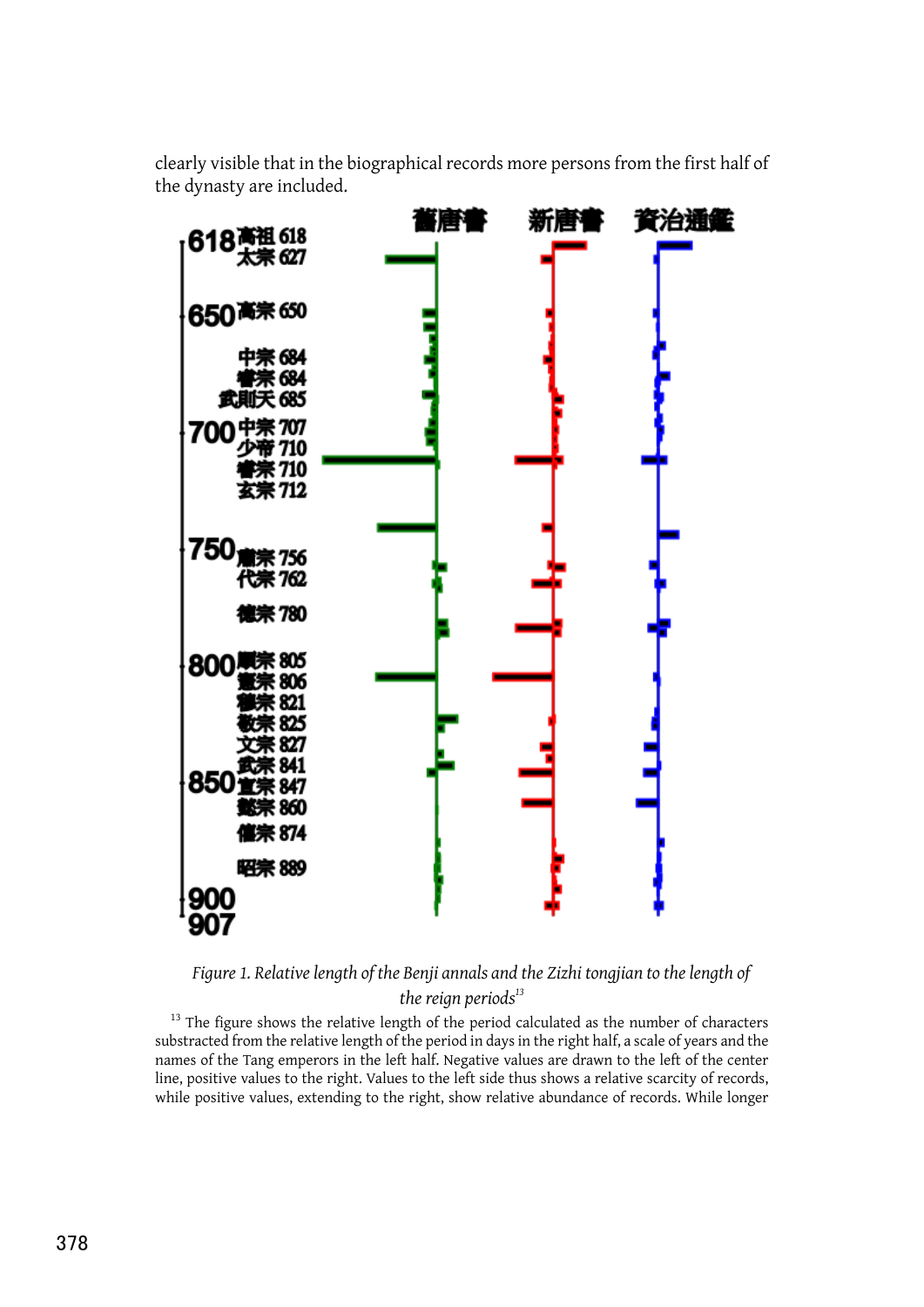clearly visible that in the biographical records more persons from the first half of the dynasty are included.

*Figure 1. Relative length of the Benji annals and the Zizhi tongjian to the length of the reign periods*[13]

[13] The figure shows the relative length of the period calculated as the number of characters substracted from the relative length of the period in days in the right half, a scale of years and the names of the Tang emperors in the left half. Negative values are drawn to the left of the center line, positive values to the right. Values to the left side thus shows a relative scarcity of records, while positive values, extending to the right, show relative abundance of records. While longer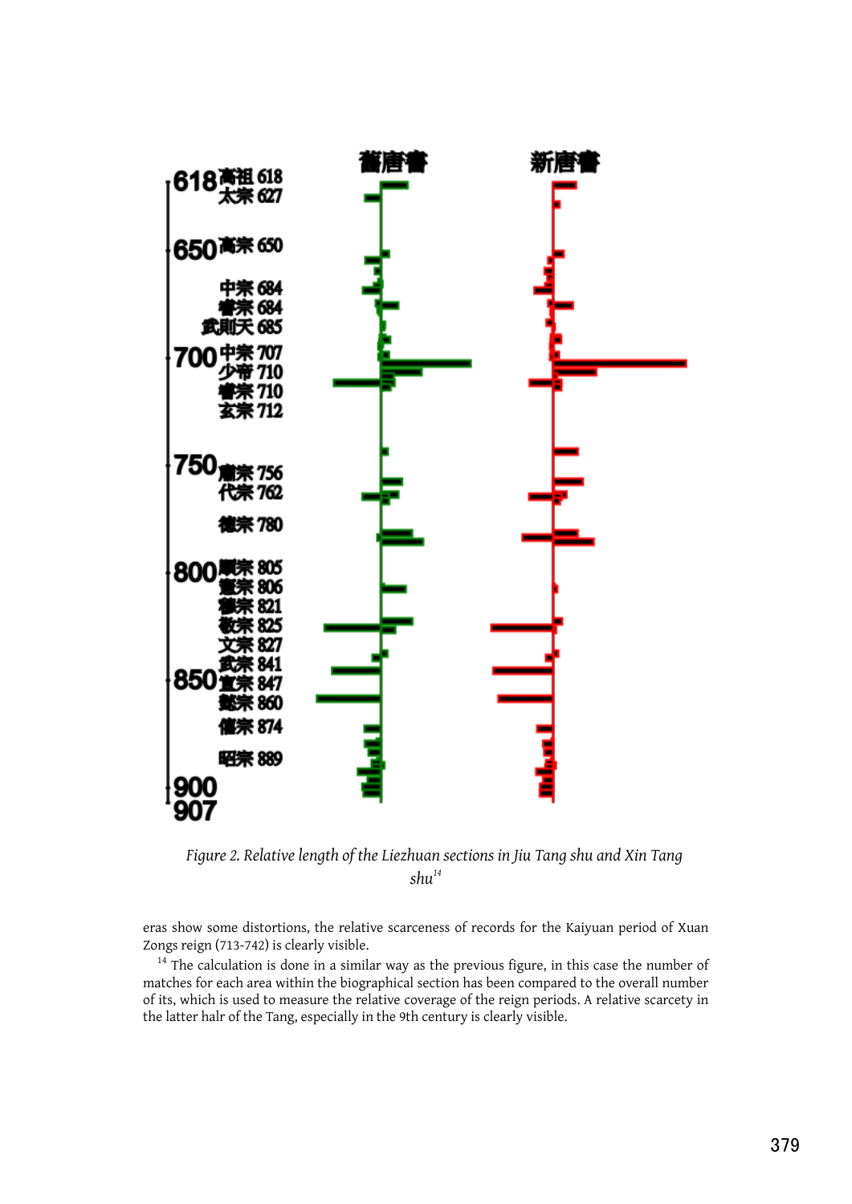*Figure 2. Relative length of the Liezhuan sections in Jiu Tang shu and Xin Tang shu*[14]

eras show some distortions, the relative scarceness of records for the Kaiyuan period of Xuan Zongs reign (713-742) is clearly visible.

[14] The calculation is done in a similar way as the previous figure, in this case the number of matches for each area within the biographical section has been compared to the overall number of its, which is used to measure the relative coverage of the reign periods. A relative scarcety in the latter halr of the Tang, especially in the 9th century is clearly visible.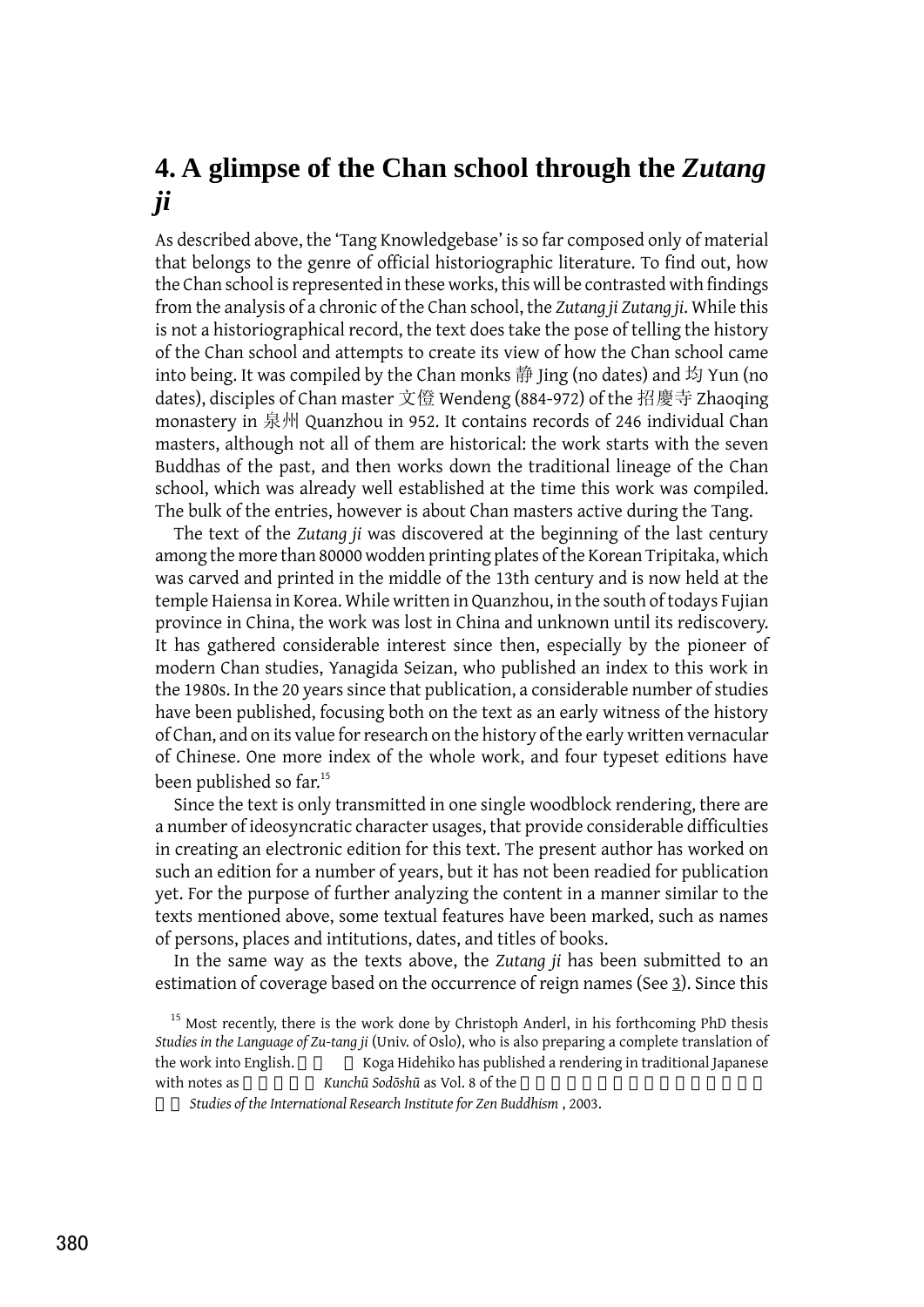## 4. A glimpse of the Chan school through the *Zutang ji*

As described above, the 'Tang Knowledgebase' is so far composed only of material that belongs to the genre of official historiographic literature. To find out, how the Chan school is represented in these works, this will be contrasted with findings from the analysis of a chronic of the Chan school, the *Zutang ji Zutang ji.* While this is not a historiographical record, the text does take the pose of telling the history of the Chan school and attempts to create its view of how the Chan school came into being. It was compiled by the Chan monks 静 Jing (no dates) and 均 Yun (no dates), disciples of Chan master 文僜 Wendeng (884-972) of the 招慶寺 Zhaoqing monastery in 泉州 Quanzhou in 952. It contains records of 246 individual Chan masters, although not all of them are historical: the work starts with the seven Buddhas of the past, and then works down the traditional lineage of the Chan school, which was already well established at the time this work was compiled. The bulk of the entries, however is about Chan masters active during the Tang.

The text of the *Zutang ji* was discovered at the beginning of the last century among the more than 80000 wodden printing plates of the Korean Tripitaka, which was carved and printed in the middle of the 13th century and is now held at the temple Haiensa in Korea. While written in Quanzhou, in the south of todays Fujian province in China, the work was lost in China and unknown until its rediscovery. It has gathered considerable interest since then, especially by the pioneer of modern Chan studies, Yanagida Seizan, who published an index to this work in the 1980s. In the 20 years since that publication, a considerable number of studies have been published, focusing both on the text as an early witness of the history of Chan, and on its value for research on the history of the early written vernacular of Chinese. One more index of the whole work, and four typeset editions have been published so far.[15]

Since the text is only transmitted in one single woodblock rendering, there are a number of ideosyncratic character usages, that provide considerable difficulties in creating an electronic edition for this text. The present author has worked on such an edition for a number of years, but it has not been readied for publication yet. For the purpose of further analyzing the content in a manner similar to the texts mentioned above, some textual features have been marked, such as names of persons, places and intitutions, dates, and titles of books.

In the same way as the texts above, the *Zutang ji* has been submitted to an estimation of coverage based on the occurrence of reign names (See 3). Since this

[15] Most recently, there is the work done by Christoph Anderl, in his forthcoming PhD thesis *Studies in the Language of Zu-tang ji* (Univ. of Oslo), who is also preparing a complete translation of the work into English. Koga Hidehiko has published a rendering in traditional Japanese with notes as *Kunchū Sodōshū* as Vol. 8 of the *Studies of the International Research Institute for Zen Buddhism* , 2003.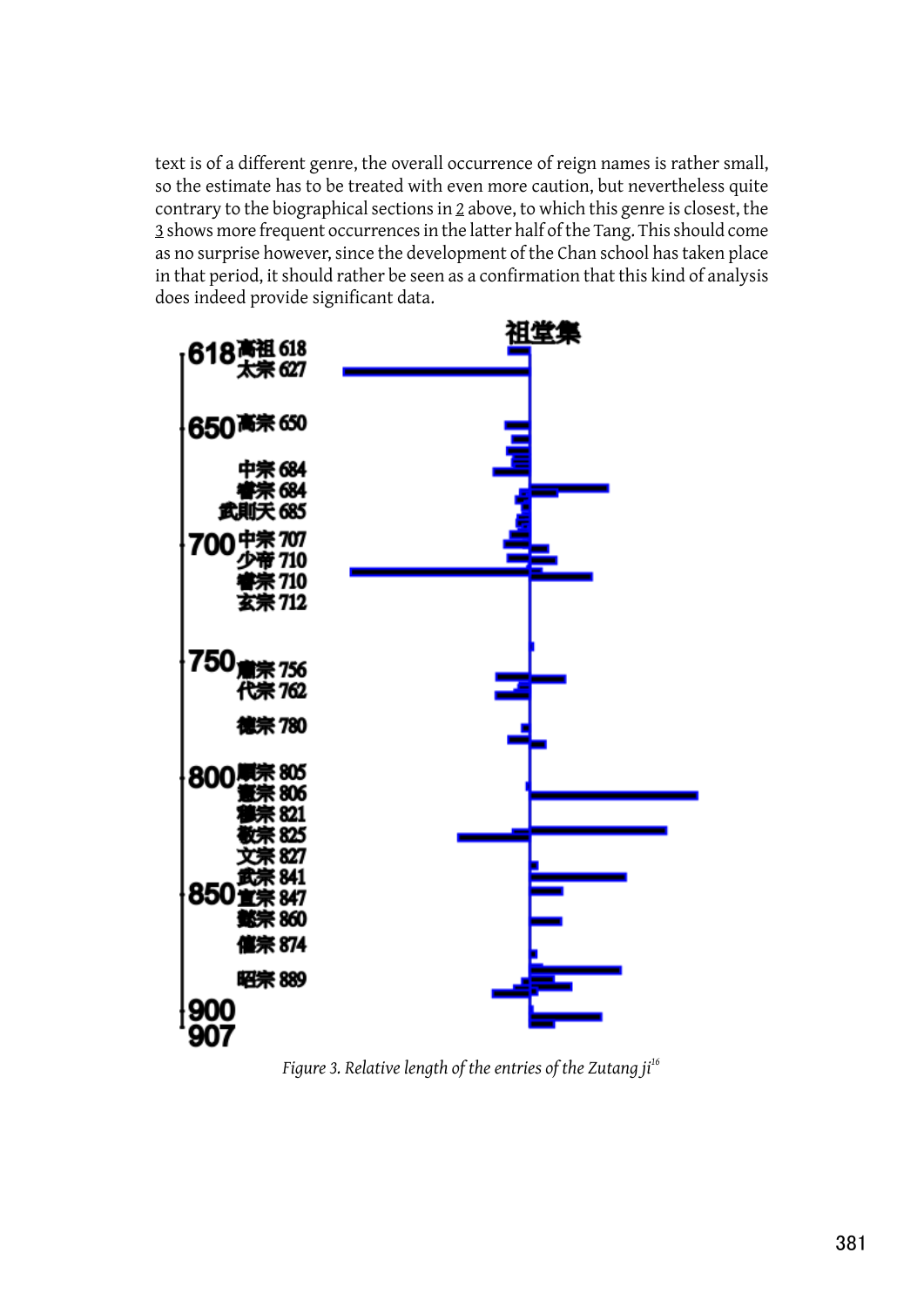text is of a different genre, the overall occurrence of reign names is rather small, so the estimate has to be treated with even more caution, but nevertheless quite contrary to the biographical sections in 2 above, to which this genre is closest, the 3 shows more frequent occurrences in the latter half of the Tang. This should come as no surprise however, since the development of the Chan school has taken place in that period, it should rather be seen as a confirmation that this kind of analysis does indeed provide significant data.

*Figure 3. Relative length of the entries of the Zutang ji*[16]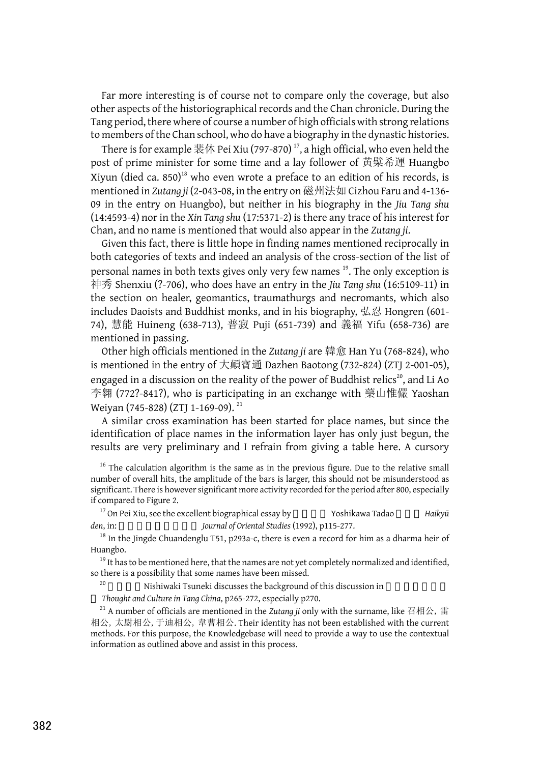Far more interesting is of course not to compare only the coverage, but also other aspects of the historiographical records and the Chan chronicle. During the Tang period, there where of course a number of high officials with strong relations to members of the Chan school, who do have a biography in the dynastic histories.

There is for example 裴休 Pei Xiu (797-870) [17], a high official, who even held the post of prime minister for some time and a lay follower of 黄檗希運 Huangbo Xiyun (died ca. 850)[18] who even wrote a preface to an edition of his records, is mentioned in *Zutang ji* (2-043-08, in the entry on 磁州法如 Cizhou Faru and 4-136-09 in the entry on Huangbo), but neither in his biography in the *Jiu Tang shu* (14:4593-4) nor in the *Xin Tang shu* (17:5371-2) is there any trace of his interest for Chan, and no name is mentioned that would also appear in the *Zutang ji*.

Given this fact, there is little hope in finding names mentioned reciprocally in both categories of texts and indeed an analysis of the cross-section of the list of personal names in both texts gives only very few names [19]. The only exception is 神秀 Shenxiu (?-706), who does have an entry in the *Jiu Tang shu* (16:5109-11) in the section on healer, geomantics, traumathurgs and necromants, which also includes Daoists and Buddhist monks, and in his biography, 弘忍 Hongren (601-74), 慧能 Huineng (638-713), 普寂 Puji (651-739) and 義福 Yifu (658-736) are mentioned in passing.

Other high officials mentioned in the *Zutang ji* are 韓愈 Han Yu (768-824), who is mentioned in the entry of 大顛寶通 Dazhen Baotong (732-824) (ZTJ 2-001-05), engaged in a discussion on the reality of the power of Buddhist relics[20], and Li Ao 李翱 (772?-841?), who is participating in an exchange with 藥山惟儼 Yaoshan Weiyan (745-828) (ZTJ 1-169-09). [21]

A similar cross examination has been started for place names, but since the identification of place names in the information layer has only just begun, the results are very preliminary and I refrain from giving a table here. A cursory

[16] The calculation algorithm is the same as in the previous figure. Due to the relative small number of overall hits, the amplitude of the bars is larger, this should not be misunderstood as significant. There is however significant more activity recorded for the period after 800, especially if compared to Figure 2.

[17] On Pei Xiu, see the excellent biographical essay by Yoshikawa Tadao *Haikyū den*, in: *Journal of Oriental Studies* (1992), p115-277.

[18] In the Jingde Chuandenglu T51, p293a-c, there is even a record for him as a dharma heir of Huangbo.

[19] It has to be mentioned here, that the names are not yet completely normalized and identified, so there is a possibility that some names have been missed.

[20] Nishiwaki Tsuneki discusses the background of this discussion in *Thought and Culture in Tang China*, p265-272, especially p270.

[21] A number of officials are mentioned in the *Zutang ji* only with the surname, like 召相公, 雷相公, 太尉相公, 于迪相公, 韋曹相公. Their identity has not been established with the current methods. For this purpose, the Knowledgebase will need to provide a way to use the contextual information as outlined above and assist in this process.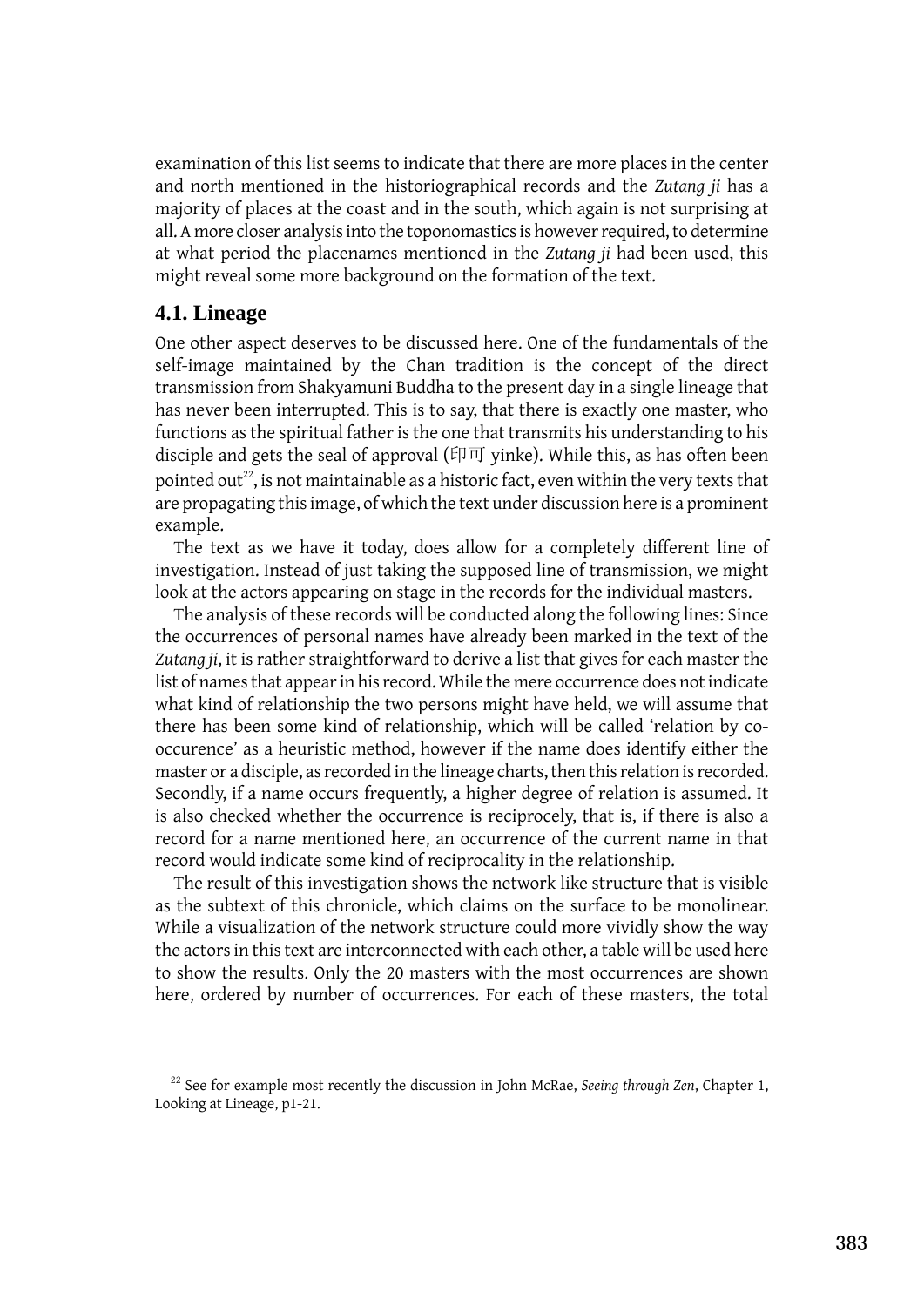examination of this list seems to indicate that there are more places in the center and north mentioned in the historiographical records and the *Zutang ji* has a majority of places at the coast and in the south, which again is not surprising at all. A more closer analysis into the toponomastics is however required, to determine at what period the placenames mentioned in the *Zutang ji* had been used, this might reveal some more background on the formation of the text.

## 4.1. Lineage

One other aspect deserves to be discussed here. One of the fundamentals of the self-image maintained by the Chan tradition is the concept of the direct transmission from Shakyamuni Buddha to the present day in a single lineage that has never been interrupted. This is to say, that there is exactly one master, who functions as the spiritual father is the one that transmits his understanding to his disciple and gets the seal of approval (印可 yinke). While this, as has often been pointed out[22], is not maintainable as a historic fact, even within the very texts that are propagating this image, of which the text under discussion here is a prominent example.

The text as we have it today, does allow for a completely different line of investigation. Instead of just taking the supposed line of transmission, we might look at the actors appearing on stage in the records for the individual masters.

The analysis of these records will be conducted along the following lines: Since the occurrences of personal names have already been marked in the text of the *Zutang ji*, it is rather straightforward to derive a list that gives for each master the list of names that appear in his record. While the mere occurrence does not indicate what kind of relationship the two persons might have held, we will assume that there has been some kind of relationship, which will be called 'relation by co-occurence' as a heuristic method, however if the name does identify either the master or a disciple, as recorded in the lineage charts, then this relation is recorded. Secondly, if a name occurs frequently, a higher degree of relation is assumed. It is also checked whether the occurrence is reciprocely, that is, if there is also a record for a name mentioned here, an occurrence of the current name in that record would indicate some kind of reciprocality in the relationship.

The result of this investigation shows the network like structure that is visible as the subtext of this chronicle, which claims on the surface to be monolinear. While a visualization of the network structure could more vividly show the way the actors in this text are interconnected with each other, a table will be used here to show the results. Only the 20 masters with the most occurrences are shown here, ordered by number of occurrences. For each of these masters, the total

[22] See for example most recently the discussion in John McRae, *Seeing through Zen*, Chapter 1, Looking at Lineage, p1-21.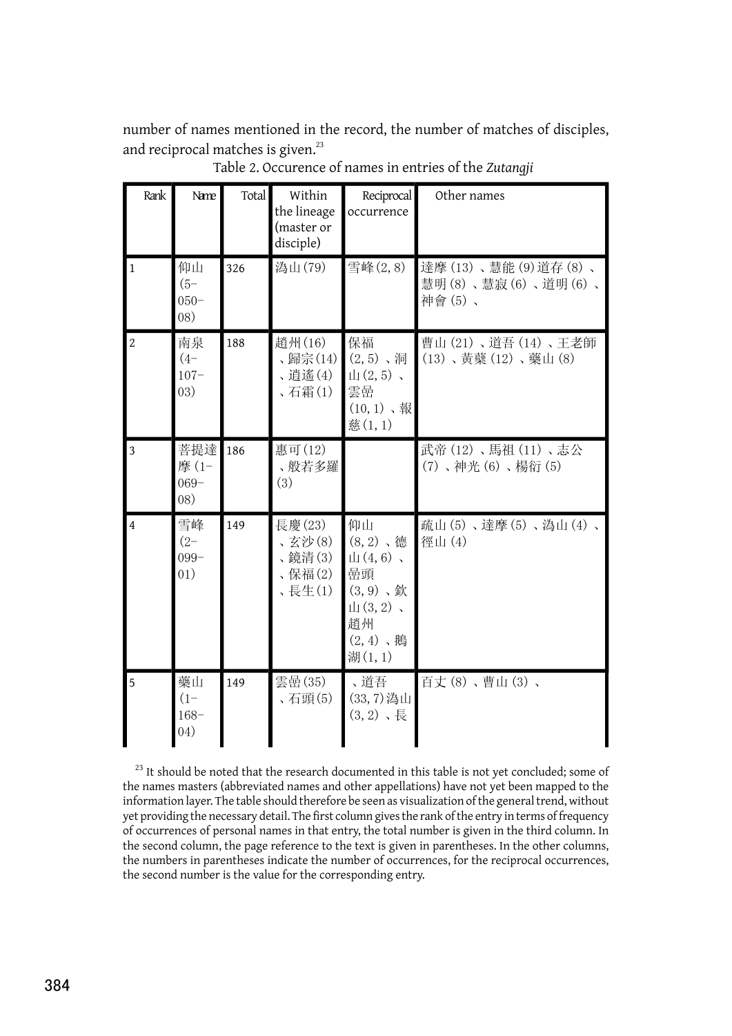number of names mentioned in the record, the number of matches of disciples, and reciprocal matches is given.[23]

Table 2. Occurence of names in entries of the *Zutangji*

| Rank | Name | Total | Within the lineage (master or disciple) | Reciprocal occurrence | Other names |
|---|---|---|---|---|---|
| 1 | 仰山 (5-050-08) | 326 | 溈山 (79) | 雪峰 (2, 8) | 達摩 (13) 、慧能 (9) 道存 (8) 、慧明 (8) 、慧寂 (6) 、道明 (6) 、神會 (5) 、 |
| 2 | 南泉 (4-107-03) | 188 | 趙州 (16) 、歸宗 (14) 、逍遙 (4) 、石霜 (1) | 保福 (2, 5) 、洞山 (2, 5) 、雲嵒 (10, 1) 、報慈 (1, 1) | 曹山 (21) 、道吾 (14) 、王老師 (13) 、黃蘗 (12) 、藥山 (8) |
| 3 | 菩提達摩 (1-069-08) | 186 | 惠可 (12) 、般若多羅 (3) | | 武帝 (12) 、馬祖 (11) 、志公 (7) 、神光 (6) 、楊衍 (5) |
| 4 | 雪峰 (2-099-01) | 149 | 長慶 (23) 、玄沙 (8) 、鏡清 (3) 、保福 (2) 、長生 (1) | 仰山 (8, 2) 、德山 (4, 6) 、嵒頭 (3, 9) 、欽山 (3, 2) 、趙州 (2, 4) 、鵝湖 (1, 1) | 疏山 (5) 、達摩 (5) 、溈山 (4) 、徑山 (4) |
| 5 | 藥山 (1-168-04) | 149 | 雲嵒 (35) 、石頭 (5) | 、道吾 (33, 7) 溈山 (3, 2) 、長 | 百丈 (8) 、曹山 (3) 、 |

[23] It should be noted that the research documented in this table is not yet concluded; some of the names masters (abbreviated names and other appellations) have not yet been mapped to the information layer. The table should therefore be seen as visualization of the general trend, without yet providing the necessary detail. The first column gives the rank of the entry in terms of frequency of occurrences of personal names in that entry, the total number is given in the third column. In the second column, the page reference to the text is given in parentheses. In the other columns, the numbers in parentheses indicate the number of occurrences, for the reciprocal occurrences, the second number is the value for the corresponding entry.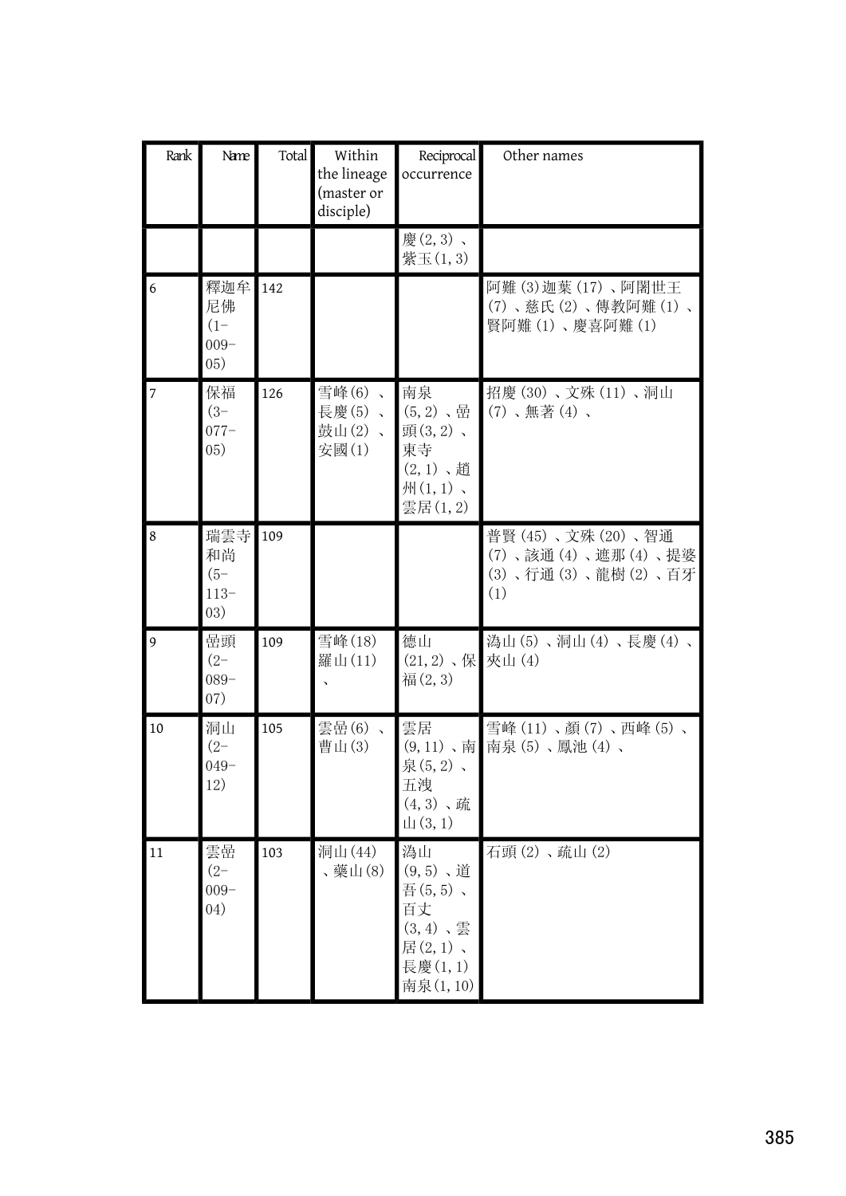| Rank | Name | Total | Within the lineage (master or disciple) | Reciprocal occurrence | Other names |
|---|---|---|---|---|---|
| | | | | 慶(2,3)、紫玉(1,3) | |
| 6 | 釋迦牟尼佛 (1-009-05) | 142 | | | 阿難(3)迦葉(17)、阿闍世王(7)、慈氏(2)、傳教阿難(1)、賢阿難(1)、慶喜阿難(1) |
| 7 | 保福 (3-077-05) | 126 | 雪峰(6)、長慶(5)、鼓山(2)、安國(1) | 南泉(5,2)、嵒頭(3,2)、東寺(2,1)、趙州(1,1)、雲居(1,2) | 招慶(30)、文殊(11)、洞山(7)、無著(4)、 |
| 8 | 瑞雲寺和尚 (5-113-03) | 109 | | | 普賢(45)、文殊(20)、智通(7)、該通(4)、遮那(4)、提婆(3)、行通(3)、龍樹(2)、百牙(1) |
| 9 | 嵒頭 (2-089-07) | 109 | 雪峰(18)羅山(11)、 | 德山(21,2)、保福(2,3) | 溈山(5)、洞山(4)、長慶(4)、夾山(4) |
| 10 | 洞山 (2-049-12) | 105 | 雲嵒(6)、曹山(3) | 雲居(9,11)、南泉(5,2)、五洩(4,3)、疏山(3,1) | 雪峰(11)、顏(7)、西峰(5)、南泉(5)、鳳池(4)、 |
| 11 | 雲嵒 (2-009-04) | 103 | 洞山(44)、藥山(8) | 溈山(9,5)、道吾(5,5)、百丈(3,4)、雲居(2,1)、長慶(1,1)南泉(1,10) | 石頭(2)、疏山(2) |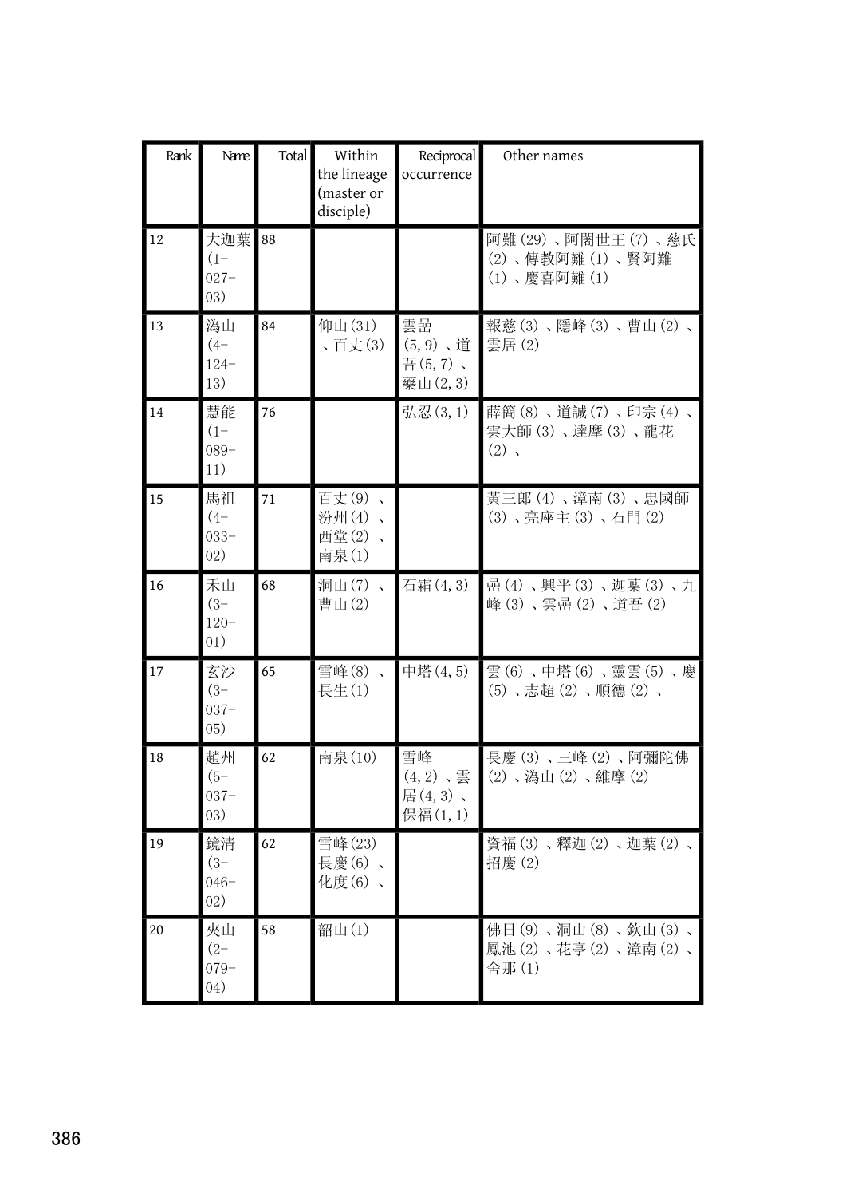| Rank | Name | Total | Within the lineage (master or disciple) | Reciprocal occurrence | Other names |
|---|---|---|---|---|---|
| 12 | 大迦葉 (1-027-03) | 88 | | | 阿難 (29) 、阿闍世王 (7) 、慈氏 (2) 、傳教阿難 (1) 、賢阿難 (1) 、慶喜阿難 (1) |
| 13 | 潙山 (4-124-13) | 84 | 仰山 (31) 、百丈 (3) | 雲嵒 (5, 9) 、道吾 (5, 7) 、藥山 (2, 3) | 報慈 (3) 、隱峰 (3) 、曹山 (2) 、雲居 (2) |
| 14 | 慧能 (1-089-11) | 76 | | 弘忍 (3, 1) | 薛簡 (8) 、道誠 (7) 、印宗 (4) 、雲大師 (3) 、達摩 (3) 、龍花 (2) 、 |
| 15 | 馬祖 (4-033-02) | 71 | 百丈 (9) 、汾州 (4) 、西堂 (2) 、南泉 (1) | | 黄三郎 (4) 、漳南 (3) 、忠國師 (3) 、亮座主 (3) 、石門 (2) |
| 16 | 禾山 (3-120-01) | 68 | 洞山 (7) 、曹山 (2) | 石霜 (4, 3) | 嵒 (4) 、興平 (3) 、迦葉 (3) 、九峰 (3) 、雲嵒 (2) 、道吾 (2) |
| 17 | 玄沙 (3-037-05) | 65 | 雪峰 (8) 、長生 (1) | 中塔 (4, 5) | 雲 (6) 、中塔 (6) 、靈雲 (5) 、慶 (5) 、志超 (2) 、順德 (2) 、 |
| 18 | 趙州 (5-037-03) | 62 | 南泉 (10) | 雪峰 (4, 2) 、雲居 (4, 3) 、保福 (1, 1) | 長慶 (3) 、三峰 (2) 、阿彌陀佛 (2) 、潙山 (2) 、維摩 (2) |
| 19 | 鏡清 (3-046-02) | 62 | 雪峰 (23) 長慶 (6) 、化度 (6) 、 | | 資福 (3) 、釋迦 (2) 、迦葉 (2) 、招慶 (2) |
| 20 | 夾山 (2-079-04) | 58 | 韶山 (1) | | 佛日 (9) 、洞山 (8) 、欽山 (3) 、鳳池 (2) 、花亭 (2) 、漳南 (2) 、舍那 (1) |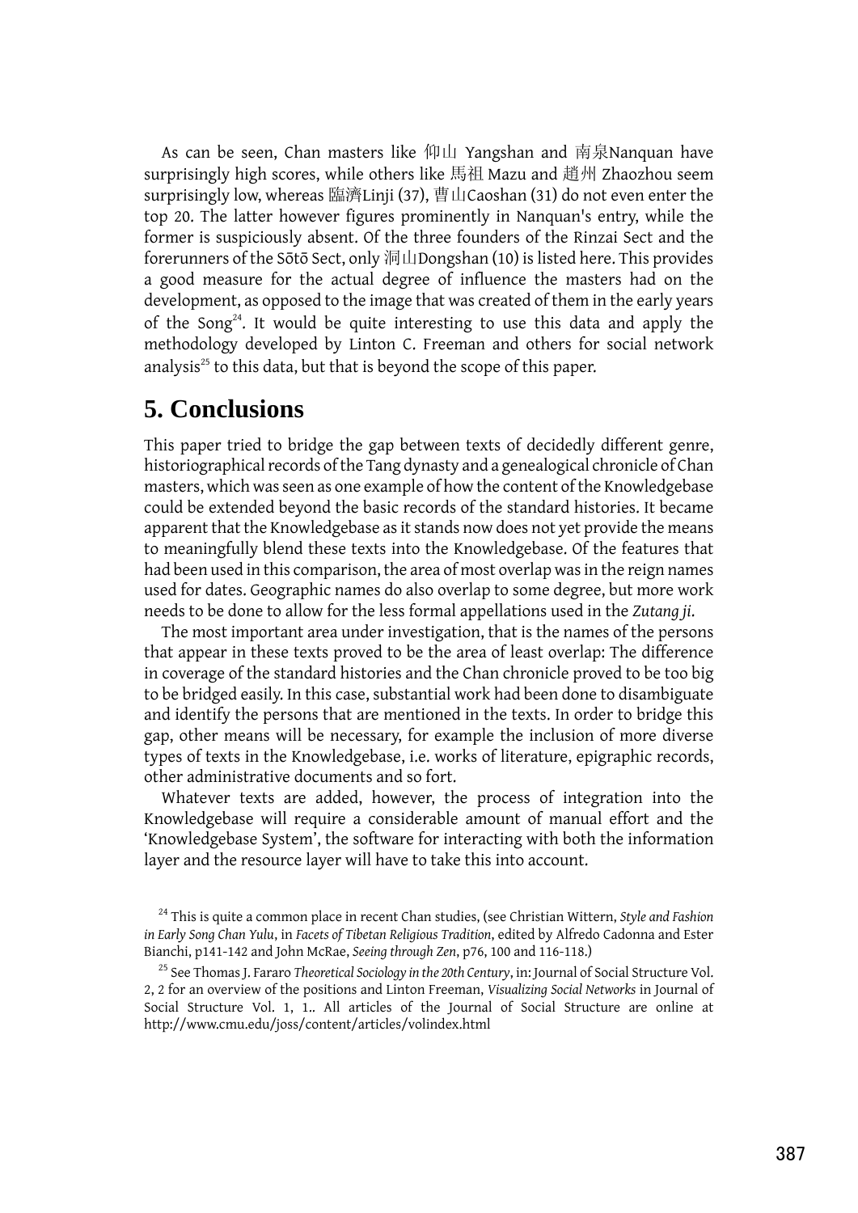As can be seen, Chan masters like 仰山 Yangshan and 南泉Nanquan have surprisingly high scores, while others like 馬祖 Mazu and 趙州 Zhaozhou seem surprisingly low, whereas 臨濟Linji (37), 曹山Caoshan (31) do not even enter the top 20. The latter however figures prominently in Nanquan's entry, while the former is suspiciously absent. Of the three founders of the Rinzai Sect and the forerunners of the Sōtō Sect, only 洞山Dongshan (10) is listed here. This provides a good measure for the actual degree of influence the masters had on the development, as opposed to the image that was created of them in the early years of the Song[24]. It would be quite interesting to use this data and apply the methodology developed by Linton C. Freeman and others for social network analysis[25] to this data, but that is beyond the scope of this paper.

# 5. Conclusions

This paper tried to bridge the gap between texts of decidedly different genre, historiographical records of the Tang dynasty and a genealogical chronicle of Chan masters, which was seen as one example of how the content of the Knowledgebase could be extended beyond the basic records of the standard histories. It became apparent that the Knowledgebase as it stands now does not yet provide the means to meaningfully blend these texts into the Knowledgebase. Of the features that had been used in this comparison, the area of most overlap was in the reign names used for dates. Geographic names do also overlap to some degree, but more work needs to be done to allow for the less formal appellations used in the *Zutang ji*.

The most important area under investigation, that is the names of the persons that appear in these texts proved to be the area of least overlap: The difference in coverage of the standard histories and the Chan chronicle proved to be too big to be bridged easily. In this case, substantial work had been done to disambiguate and identify the persons that are mentioned in the texts. In order to bridge this gap, other means will be necessary, for example the inclusion of more diverse types of texts in the Knowledgebase, i.e. works of literature, epigraphic records, other administrative documents and so fort.

Whatever texts are added, however, the process of integration into the Knowledgebase will require a considerable amount of manual effort and the 'Knowledgebase System', the software for interacting with both the information layer and the resource layer will have to take this into account.

[24] This is quite a common place in recent Chan studies, (see Christian Wittern, *Style and Fashion in Early Song Chan Yulu*, in *Facets of Tibetan Religious Tradition*, edited by Alfredo Cadonna and Ester Bianchi, p141-142 and John McRae, *Seeing through Zen*, p76, 100 and 116-118.)

[25] See Thomas J. Fararo *Theoretical Sociology in the 20th Century*, in: Journal of Social Structure Vol. 2, 2 for an overview of the positions and Linton Freeman, *Visualizing Social Networks* in Journal of Social Structure Vol. 1, 1.. All articles of the Journal of Social Structure are online at http://www.cmu.edu/joss/content/articles/volindex.html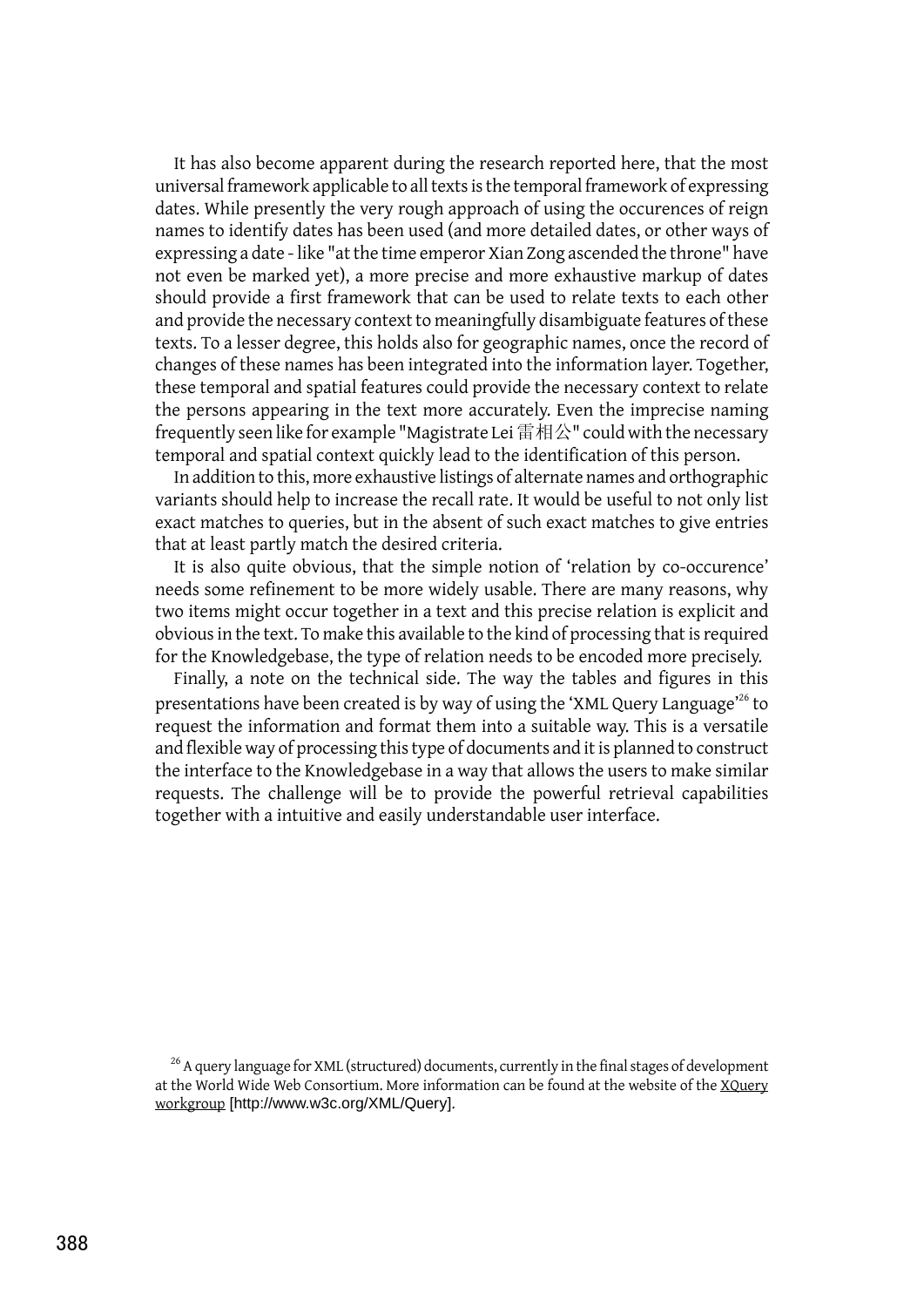It has also become apparent during the research reported here, that the most universal framework applicable to all texts is the temporal framework of expressing dates. While presently the very rough approach of using the occurences of reign names to identify dates has been used (and more detailed dates, or other ways of expressing a date - like "at the time emperor Xian Zong ascended the throne" have not even be marked yet), a more precise and more exhaustive markup of dates should provide a first framework that can be used to relate texts to each other and provide the necessary context to meaningfully disambiguate features of these texts. To a lesser degree, this holds also for geographic names, once the record of changes of these names has been integrated into the information layer. Together, these temporal and spatial features could provide the necessary context to relate the persons appearing in the text more accurately. Even the imprecise naming frequently seen like for example "Magistrate Lei 雷相公" could with the necessary temporal and spatial context quickly lead to the identification of this person.

In addition to this, more exhaustive listings of alternate names and orthographic variants should help to increase the recall rate. It would be useful to not only list exact matches to queries, but in the absent of such exact matches to give entries that at least partly match the desired criteria.

It is also quite obvious, that the simple notion of 'relation by co-occurence' needs some refinement to be more widely usable. There are many reasons, why two items might occur together in a text and this precise relation is explicit and obvious in the text. To make this available to the kind of processing that is required for the Knowledgebase, the type of relation needs to be encoded more precisely.

Finally, a note on the technical side. The way the tables and figures in this presentations have been created is by way of using the 'XML Query Language'[26] to request the information and format them into a suitable way. This is a versatile and flexible way of processing this type of documents and it is planned to construct the interface to the Knowledgebase in a way that allows the users to make similar requests. The challenge will be to provide the powerful retrieval capabilities together with a intuitive and easily understandable user interface.

[26] A query language for XML (structured) documents, currently in the final stages of development at the World Wide Web Consortium. More information can be found at the website of the XQuery workgroup [http://www.w3c.org/XML/Query].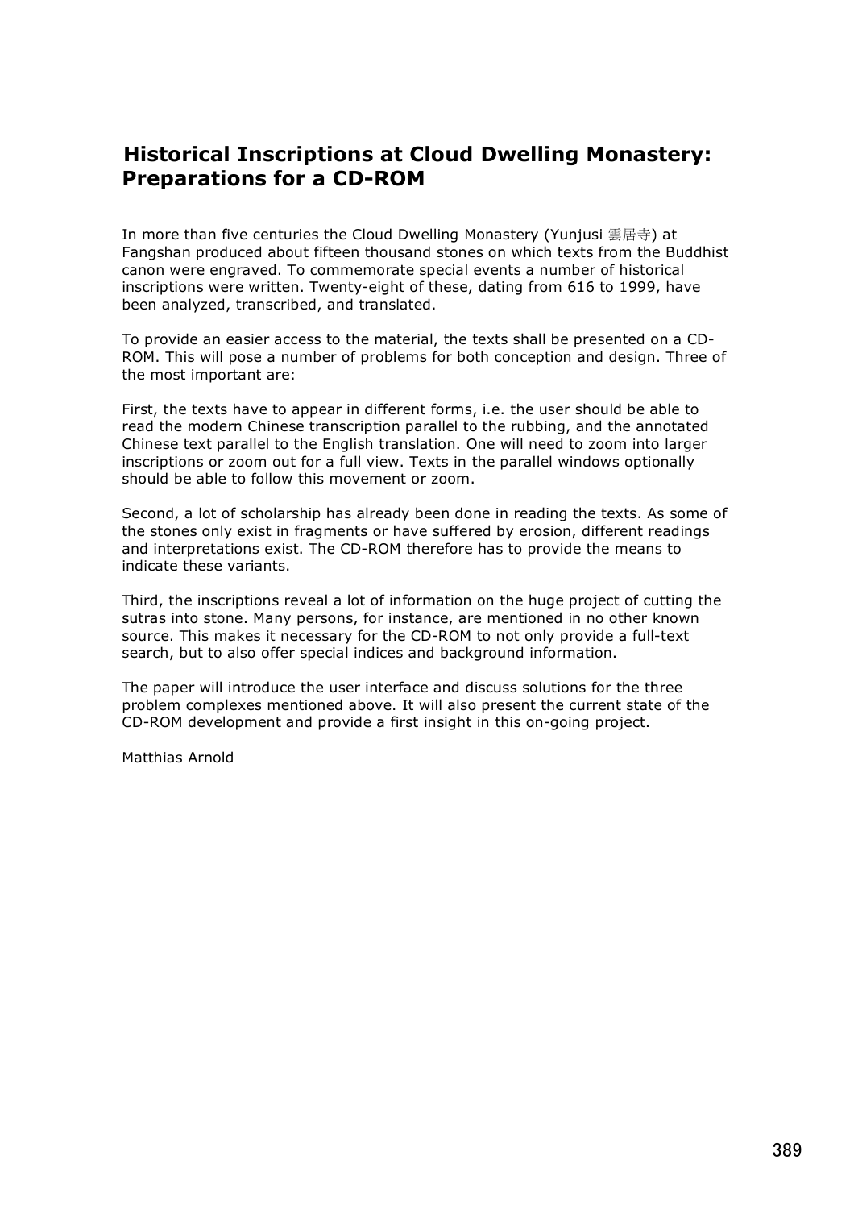# Historical Inscriptions at Cloud Dwelling Monastery: Preparations for a CD-ROM

In more than five centuries the Cloud Dwelling Monastery (Yunjusi 雲居寺) at Fangshan produced about fifteen thousand stones on which texts from the Buddhist canon were engraved. To commemorate special events a number of historical inscriptions were written. Twenty-eight of these, dating from 616 to 1999, have been analyzed, transcribed, and translated.

To provide an easier access to the material, the texts shall be presented on a CD-ROM. This will pose a number of problems for both conception and design. Three of the most important are:

First, the texts have to appear in different forms, i.e. the user should be able to read the modern Chinese transcription parallel to the rubbing, and the annotated Chinese text parallel to the English translation. One will need to zoom into larger inscriptions or zoom out for a full view. Texts in the parallel windows optionally should be able to follow this movement or zoom.

Second, a lot of scholarship has already been done in reading the texts. As some of the stones only exist in fragments or have suffered by erosion, different readings and interpretations exist. The CD-ROM therefore has to provide the means to indicate these variants.

Third, the inscriptions reveal a lot of information on the huge project of cutting the sutras into stone. Many persons, for instance, are mentioned in no other known source. This makes it necessary for the CD-ROM to not only provide a full-text search, but to also offer special indices and background information.

The paper will introduce the user interface and discuss solutions for the three problem complexes mentioned above. It will also present the current state of the CD-ROM development and provide a first insight in this on-going project.

Matthias Arnold